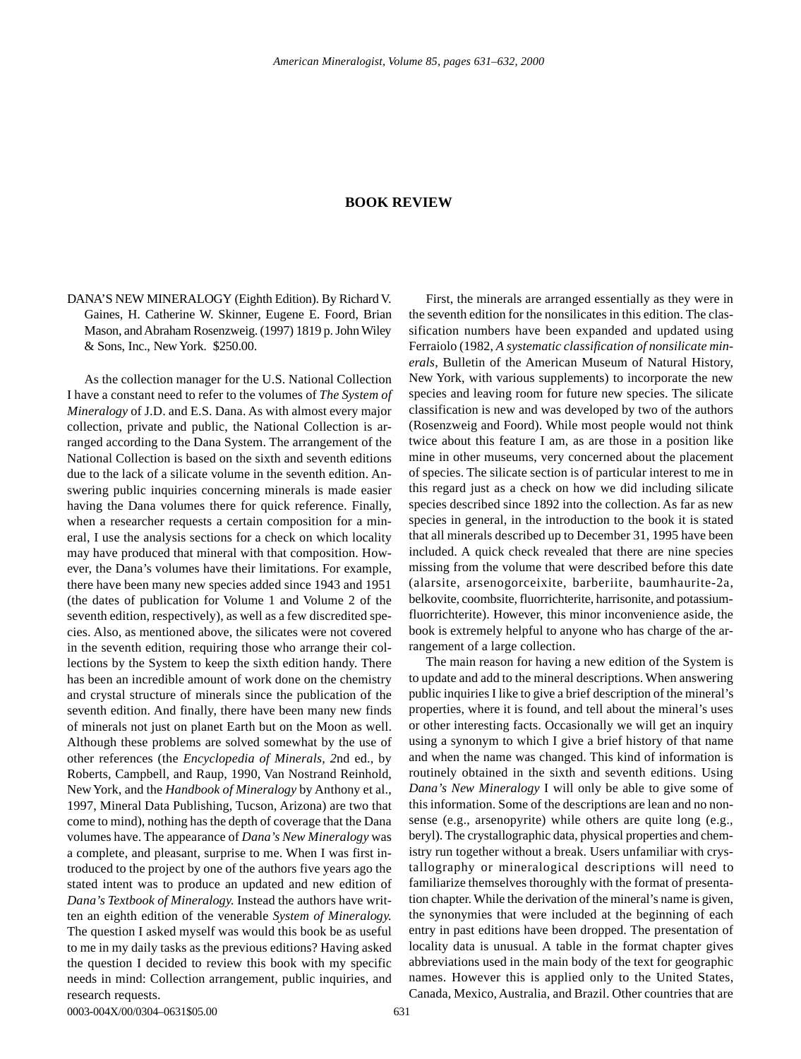# BOOK REVIEW

DANA'S NEW MINERALOGY (Eighth Edition). By Richard V. Gaines, H. Catherine W. Skinner, Eugene E. Foord, Brian Mason, and Abraham Rosenzweig. (1997) 1819 p. John Wiley & Sons, Inc., New York. $250.00.

As the collection manager for the U.S. National Collection I have a constant need to refer to the volumes of *The System of Mineralogy* of J.D. and E.S. Dana. As with almost every major collection, private and public, the National Collection is arranged according to the Dana System. The arrangement of the National Collection is based on the sixth and seventh editions due to the lack of a silicate volume in the seventh edition. Answering public inquiries concerning minerals is made easier having the Dana volumes there for quick reference. Finally, when a researcher requests a certain composition for a mineral, I use the analysis sections for a check on which locality may have produced that mineral with that composition. However, the Dana's volumes have their limitations. For example, there have been many new species added since 1943 and 1951 (the dates of publication for Volume 1 and Volume 2 of the seventh edition, respectively), as well as a few discredited species. Also, as mentioned above, the silicates were not covered in the seventh edition, requiring those who arrange their collections by the System to keep the sixth edition handy. There has been an incredible amount of work done on the chemistry and crystal structure of minerals since the publication of the seventh edition. And finally, there have been many new finds of minerals not just on planet Earth but on the Moon as well. Although these problems are solved somewhat by the use of other references (the *Encyclopedia of Minerals, 2*nd ed., by Roberts, Campbell, and Raup, 1990, Van Nostrand Reinhold, New York, and the *Handbook of Mineralogy* by Anthony et al., 1997, Mineral Data Publishing, Tucson, Arizona) are two that come to mind), nothing has the depth of coverage that the Dana volumes have. The appearance of *Dana's New Mineralogy* was a complete, and pleasant, surprise to me. When I was first introduced to the project by one of the authors five years ago the stated intent was to produce an updated and new edition of *Dana's Textbook of Mineralogy.* Instead the authors have written an eighth edition of the venerable *System of Mineralogy.* The question I asked myself was would this book be as useful to me in my daily tasks as the previous editions? Having asked the question I decided to review this book with my specific needs in mind: Collection arrangement, public inquiries, and research requests.

First, the minerals are arranged essentially as they were in the seventh edition for the nonsilicates in this edition. The classification numbers have been expanded and updated using Ferraiolo (1982, *A systematic classification of nonsilicate minerals*, Bulletin of the American Museum of Natural History, New York, with various supplements) to incorporate the new species and leaving room for future new species. The silicate classification is new and was developed by two of the authors (Rosenzweig and Foord). While most people would not think twice about this feature I am, as are those in a position like mine in other museums, very concerned about the placement of species. The silicate section is of particular interest to me in this regard just as a check on how we did including silicate species described since 1892 into the collection. As far as new species in general, in the introduction to the book it is stated that all minerals described up to December 31, 1995 have been included. A quick check revealed that there are nine species missing from the volume that were described before this date (alarsite, arsenogorceixite, barberiite, baumhaurite-2a, belkovite, coombsite, fluorrichterite, harrisonite, and potassium-fluorrichterite). However, this minor inconvenience aside, the book is extremely helpful to anyone who has charge of the arrangement of a large collection.

The main reason for having a new edition of the System is to update and add to the mineral descriptions. When answering public inquiries I like to give a brief description of the mineral's properties, where it is found, and tell about the mineral's uses or other interesting facts. Occasionally we will get an inquiry using a synonym to which I give a brief history of that name and when the name was changed. This kind of information is routinely obtained in the sixth and seventh editions. Using *Dana's New Mineralogy* I will only be able to give some of this information. Some of the descriptions are lean and no nonsense (e.g., arsenopyrite) while others are quite long (e.g., beryl). The crystallographic data, physical properties and chemistry run together without a break. Users unfamiliar with crystallography or mineralogical descriptions will need to familiarize themselves thoroughly with the format of presentation chapter. While the derivation of the mineral's name is given, the synonymies that were included at the beginning of each entry in past editions have been dropped. The presentation of locality data is unusual. A table in the format chapter gives abbreviations used in the main body of the text for geographic names. However this is applied only to the United States, Canada, Mexico, Australia, and Brazil. Other countries that are

0003-004X/00/0304–0631$05.00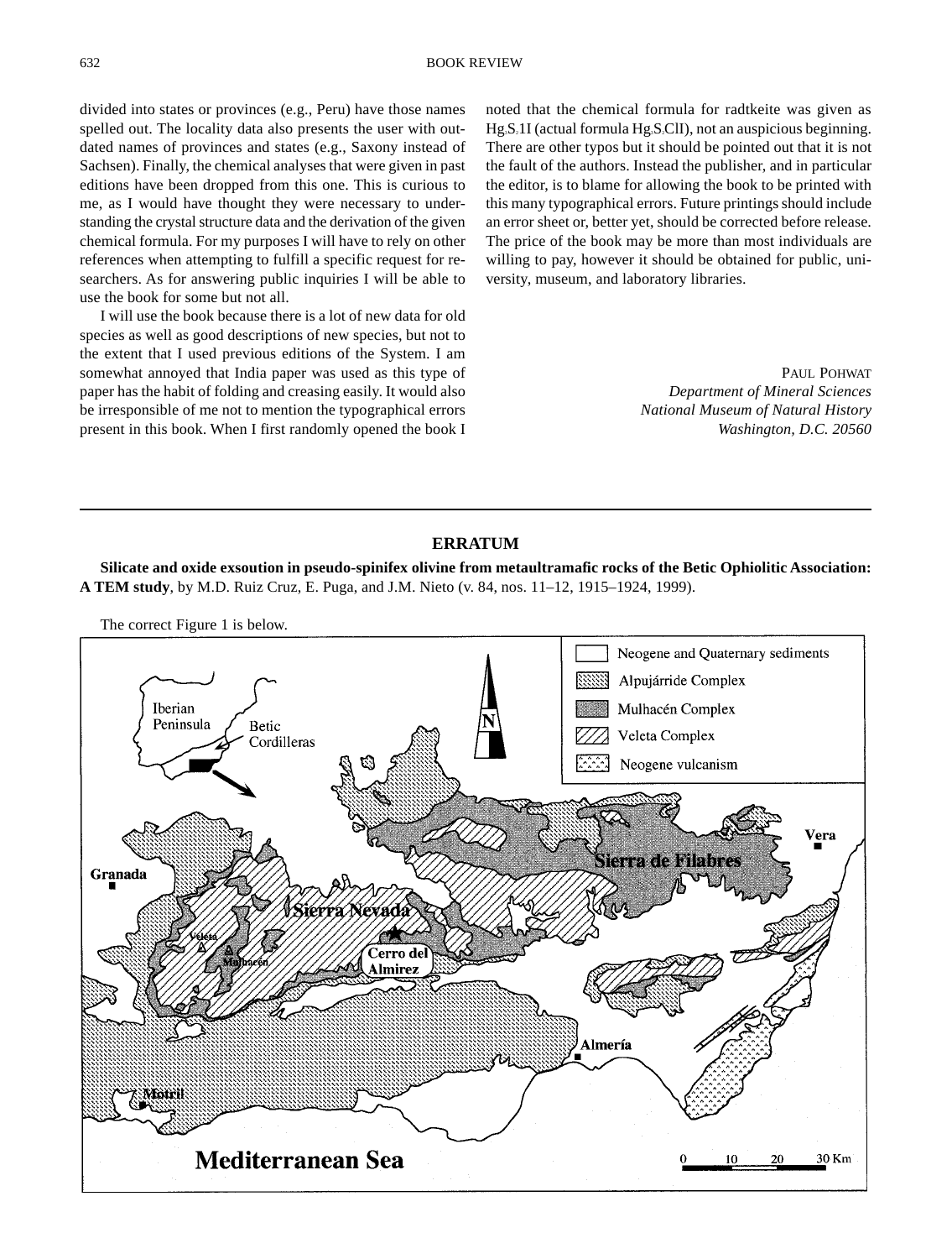divided into states or provinces (e.g., Peru) have those names spelled out. The locality data also presents the user with outdated names of provinces and states (e.g., Saxony instead of Sachsen). Finally, the chemical analyses that were given in past editions have been dropped from this one. This is curious to me, as I would have thought they were necessary to understanding the crystal structure data and the derivation of the given chemical formula. For my purposes I will have to rely on other references when attempting to fulfill a specific request for researchers. As for answering public inquiries I will be able to use the book for some but not all.

I will use the book because there is a lot of new data for old species as well as good descriptions of new species, but not to the extent that I used previous editions of the System. I am somewhat annoyed that India paper was used as this type of paper has the habit of folding and creasing easily. It would also be irresponsible of me not to mention the typographical errors present in this book. When I first randomly opened the book I noted that the chemical formula for radtkeite was given as $Hg_3S_2$1I (actual formula $Hg_3S_2ClI$), not an auspicious beginning. There are other typos but it should be pointed out that it is not the fault of the authors. Instead the publisher, and in particular the editor, is to blame for allowing the book to be printed with this many typographical errors. Future printings should include an error sheet or, better yet, should be corrected before release. The price of the book may be more than most individuals are willing to pay, however it should be obtained for public, university, museum, and laboratory libraries.

Paul Pohwat
*Department of Mineral Sciences*
*National Museum of Natural History*
*Washington, D.C. 20560*

## ERRATUM

**Silicate and oxide exsoution in pseudo-spinifex olivine from metaultramafic rocks of the Betic Ophiolitic Association: A TEM study**, by M.D. Ruiz Cruz, E. Puga, and J.M. Nieto (v. 84, nos. 11–12, 1915–1924, 1999).

The correct Figure 1 is below.

Neogene and Quaternary sediments
Alpujárride Complex
Mulhacén Complex
Veleta Complex
Neogene vulcanism
Iberian Peninsula
Betic Cordilleras
N
Vera
Granada
Sierra de Filabres
Sierra Nevada
Veleta
Mulhacén
Cerro del Almirez
Almería
Motril
Mediterranean Sea
0 10 20 30 Km